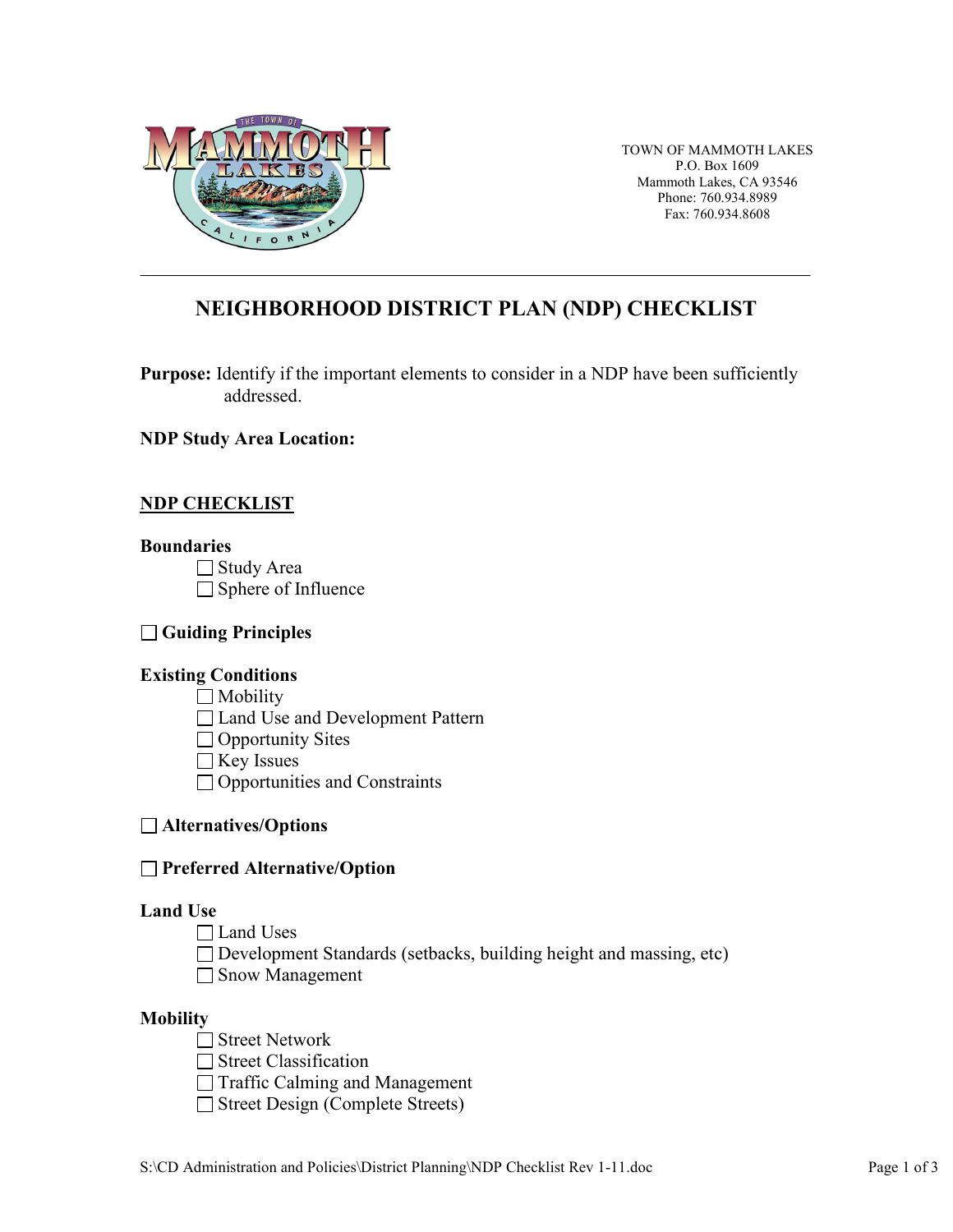TOWN OF MAMMOTH LAKES
P.O. Box 1609
Mammoth Lakes, CA 93546
Phone: 760.934.8989
Fax: 760.934.8608

---

# NEIGHBORHOOD DISTRICT PLAN (NDP) CHECKLIST

**Purpose:** Identify if the important elements to consider in a NDP have been sufficiently addressed.

**NDP Study Area Location:**

## NDP CHECKLIST

**Boundaries**

- ☐ Study Area
- ☐ Sphere of Influence

☐ **Guiding Principles**

**Existing Conditions**

- ☐ Mobility
- ☐ Land Use and Development Pattern
- ☐ Opportunity Sites
- ☐ Key Issues
- ☐ Opportunities and Constraints

☐ **Alternatives/Options**

☐ **Preferred Alternative/Option**

**Land Use**

- ☐ Land Uses
- ☐ Development Standards (setbacks, building height and massing, etc)
- ☐ Snow Management

**Mobility**

- ☐ Street Network
- ☐ Street Classification
- ☐ Traffic Calming and Management
- ☐ Street Design (Complete Streets)

S:\CD Administration and Policies\District Planning\NDP Checklist Rev 1-11.doc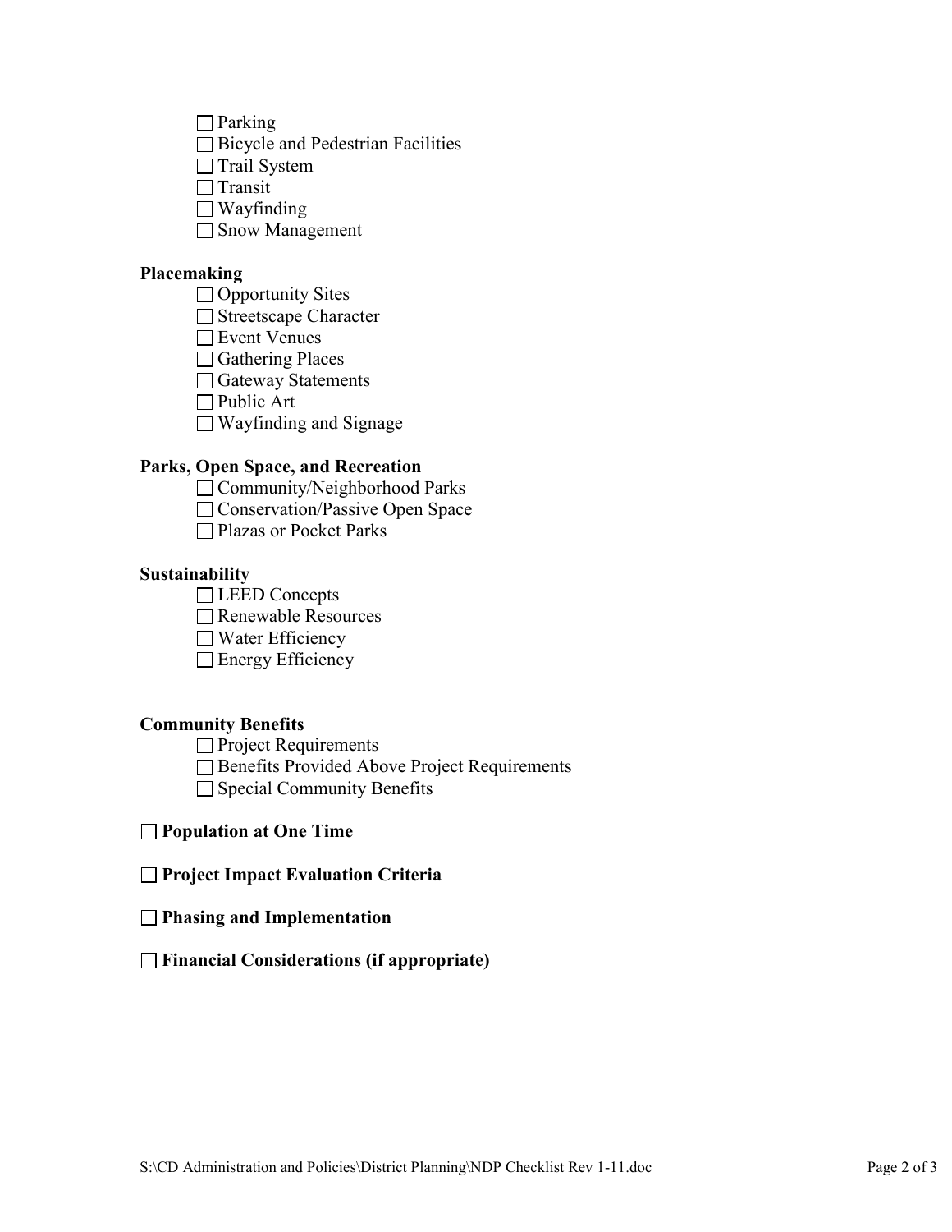- ☐ Parking
- ☐ Bicycle and Pedestrian Facilities
- ☐ Trail System
- ☐ Transit
- ☐ Wayfinding
- ☐ Snow Management

**Placemaking**

- ☐ Opportunity Sites
- ☐ Streetscape Character
- ☐ Event Venues
- ☐ Gathering Places
- ☐ Gateway Statements
- ☐ Public Art
- ☐ Wayfinding and Signage

**Parks, Open Space, and Recreation**

- ☐ Community/Neighborhood Parks
- ☐ Conservation/Passive Open Space
- ☐ Plazas or Pocket Parks

**Sustainability**

- ☐ LEED Concepts
- ☐ Renewable Resources
- ☐ Water Efficiency
- ☐ Energy Efficiency

**Community Benefits**

- ☐ Project Requirements
- ☐ Benefits Provided Above Project Requirements
- ☐ Special Community Benefits

☐ **Population at One Time**

☐ **Project Impact Evaluation Criteria**

☐ **Phasing and Implementation**

☐ **Financial Considerations (if appropriate)**

S:\CD Administration and Policies\District Planning\NDP Checklist Rev 1-11.doc